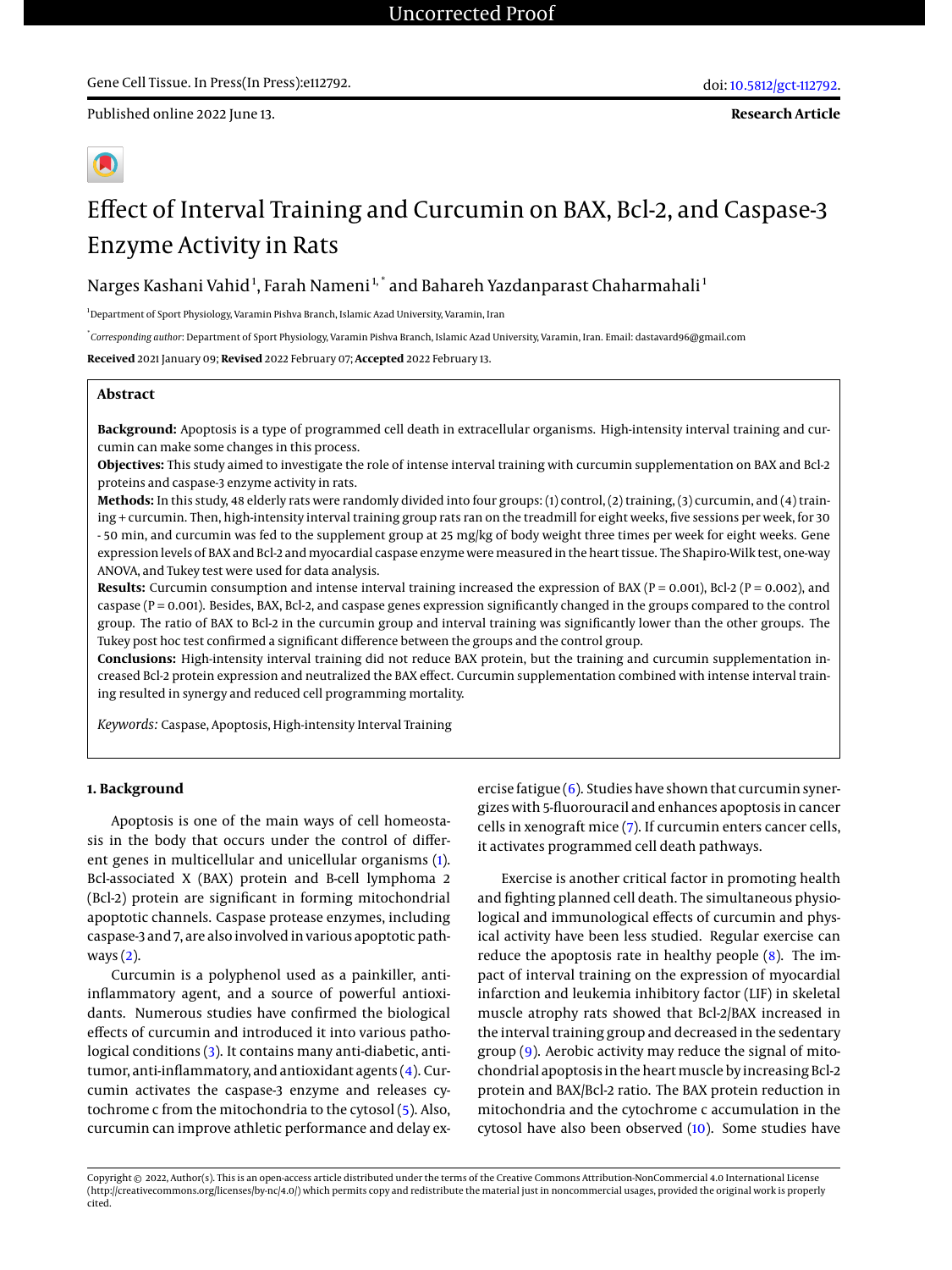Uncorrected Proof

Published online 2022 June 13.

**Research Article**

# Effect of Interval Training and Curcumin on BAX, Bcl-2, and Caspase-3 Enzyme Activity in Rats

Narges Kashani Vahid[1], Farah Nameni[1,*] and Bahareh Yazdanparast Chaharmahali[1]

[1]Department of Sport Physiology, Varamin Pishva Branch, Islamic Azad University, Varamin, Iran

[*]*Corresponding author*: Department of Sport Physiology, Varamin Pishva Branch, Islamic Azad University, Varamin, Iran. Email: dastavard96@gmail.com

**Received** 2021 January 09; **Revised** 2022 February 07; **Accepted** 2022 February 13.

## Abstract

**Background:** Apoptosis is a type of programmed cell death in extracellular organisms. High-intensity interval training and curcumin can make some changes in this process.

**Objectives:** This study aimed to investigate the role of intense interval training with curcumin supplementation on BAX and Bcl-2 proteins and caspase-3 enzyme activity in rats.

**Methods:** In this study, 48 elderly rats were randomly divided into four groups: (1) control, (2) training, (3) curcumin, and (4) training + curcumin. Then, high-intensity interval training group rats ran on the treadmill for eight weeks, five sessions per week, for 30 - 50 min, and curcumin was fed to the supplement group at 25 mg/kg of body weight three times per week for eight weeks. Gene expression levels of BAX and Bcl-2 and myocardial caspase enzyme were measured in the heart tissue. The Shapiro-Wilk test, one-way ANOVA, and Tukey test were used for data analysis.

**Results:** Curcumin consumption and intense interval training increased the expression of BAX ($P = 0.001$), Bcl-2 ($P = 0.002$), and caspase ($P = 0.001$). Besides, BAX, Bcl-2, and caspase genes expression significantly changed in the groups compared to the control group. The ratio of BAX to Bcl-2 in the curcumin group and interval training was significantly lower than the other groups. The Tukey post hoc test confirmed a significant difference between the groups and the control group.

**Conclusions:** High-intensity interval training did not reduce BAX protein, but the training and curcumin supplementation increased Bcl-2 protein expression and neutralized the BAX effect. Curcumin supplementation combined with intense interval training resulted in synergy and reduced cell programming mortality.

*Keywords:* Caspase, Apoptosis, High-intensity Interval Training

## 1. Background

Apoptosis is one of the main ways of cell homeostasis in the body that occurs under the control of different genes in multicellular and unicellular organisms (1). Bcl-associated X (BAX) protein and B-cell lymphoma 2 (Bcl-2) protein are significant in forming mitochondrial apoptotic channels. Caspase protease enzymes, including caspase-3 and 7, are also involved in various apoptotic pathways (2).

Curcumin is a polyphenol used as a painkiller, anti-inflammatory agent, and a source of powerful antioxidants. Numerous studies have confirmed the biological effects of curcumin and introduced it into various pathological conditions (3). It contains many anti-diabetic, antitumor, anti-inflammatory, and antioxidant agents (4). Curcumin activates the caspase-3 enzyme and releases cytochrome c from the mitochondria to the cytosol (5). Also, curcumin can improve athletic performance and delay exercise fatigue (6). Studies have shown that curcumin synergizes with 5-fluorouracil and enhances apoptosis in cancer cells in xenograft mice (7). If curcumin enters cancer cells, it activates programmed cell death pathways.

Exercise is another critical factor in promoting health and fighting planned cell death. The simultaneous physiological and immunological effects of curcumin and physical activity have been less studied. Regular exercise can reduce the apoptosis rate in healthy people (8). The impact of interval training on the expression of myocardial infarction and leukemia inhibitory factor (LIF) in skeletal muscle atrophy rats showed that Bcl-2/BAX increased in the interval training group and decreased in the sedentary group (9). Aerobic activity may reduce the signal of mitochondrial apoptosis in the heart muscle by increasing Bcl-2 protein and BAX/Bcl-2 ratio. The BAX protein reduction in mitochondria and the cytochrome c accumulation in the cytosol have also been observed (10). Some studies have

Copyright © 2022, Author(s). This is an open-access article distributed under the terms of the Creative Commons Attribution-NonCommercial 4.0 International License (http://creativecommons.org/licenses/by-nc/4.0/) which permits copy and redistribute the material just in noncommercial usages, provided the original work is properly cited.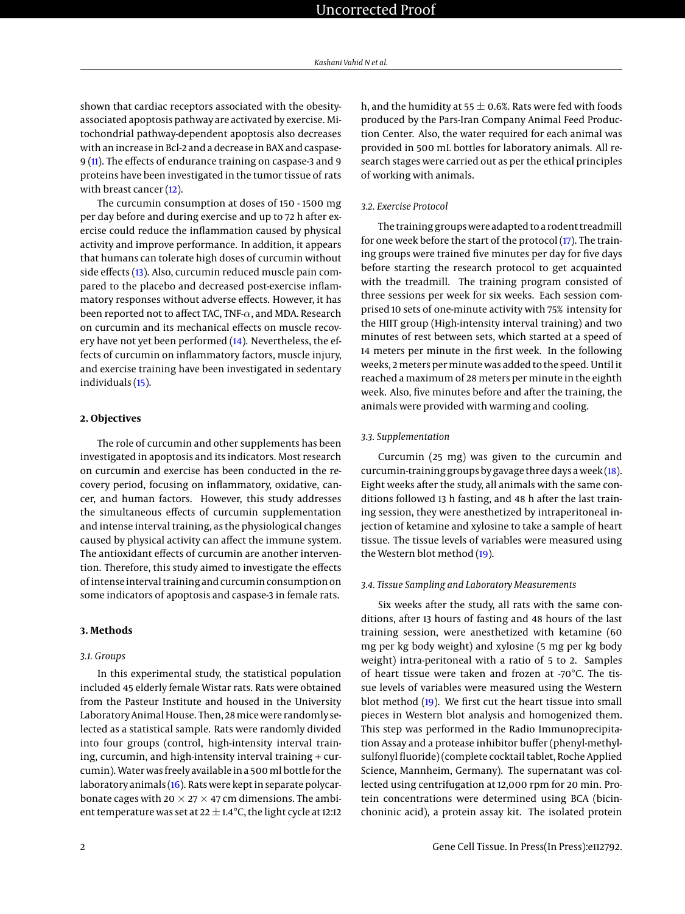shown that cardiac receptors associated with the obesity-associated apoptosis pathway are activated by exercise. Mitochondrial pathway-dependent apoptosis also decreases with an increase in Bcl-2 and a decrease in BAX and caspase-9 (11). The effects of endurance training on caspase-3 and 9 proteins have been investigated in the tumor tissue of rats with breast cancer (12).

The curcumin consumption at doses of 150 - 1500 mg per day before and during exercise and up to 72 h after exercise could reduce the inflammation caused by physical activity and improve performance. In addition, it appears that humans can tolerate high doses of curcumin without side effects (13). Also, curcumin reduced muscle pain compared to the placebo and decreased post-exercise inflammatory responses without adverse effects. However, it has been reported not to affect TAC, TNF-$\alpha$, and MDA. Research on curcumin and its mechanical effects on muscle recovery have not yet been performed (14). Nevertheless, the effects of curcumin on inflammatory factors, muscle injury, and exercise training have been investigated in sedentary individuals (15).

## 2. Objectives

The role of curcumin and other supplements has been investigated in apoptosis and its indicators. Most research on curcumin and exercise has been conducted in the recovery period, focusing on inflammatory, oxidative, cancer, and human factors. However, this study addresses the simultaneous effects of curcumin supplementation and intense interval training, as the physiological changes caused by physical activity can affect the immune system. The antioxidant effects of curcumin are another intervention. Therefore, this study aimed to investigate the effects of intense interval training and curcumin consumption on some indicators of apoptosis and caspase-3 in female rats.

## 3. Methods

### 3.1. Groups

In this experimental study, the statistical population included 45 elderly female Wistar rats. Rats were obtained from the Pasteur Institute and housed in the University Laboratory Animal House. Then, 28 mice were randomly selected as a statistical sample. Rats were randomly divided into four groups (control, high-intensity interval training, curcumin, and high-intensity interval training + curcumin). Water was freely available in a 500 ml bottle for the laboratory animals (16). Rats were kept in separate polycarbonate cages with 20 × 27 × 47 cm dimensions. The ambient temperature was set at 22 ± 1.4°C, the light cycle at 12:12 h, and the humidity at 55 ± 0.6%. Rats were fed with foods produced by the Pars-Iran Company Animal Feed Production Center. Also, the water required for each animal was provided in 500 mL bottles for laboratory animals. All research stages were carried out as per the ethical principles of working with animals.

### 3.2. Exercise Protocol

The training groups were adapted to a rodent treadmill for one week before the start of the protocol (17). The training groups were trained five minutes per day for five days before starting the research protocol to get acquainted with the treadmill. The training program consisted of three sessions per week for six weeks. Each session comprised 10 sets of one-minute activity with 75% intensity for the HIIT group (High-intensity interval training) and two minutes of rest between sets, which started at a speed of 14 meters per minute in the first week. In the following weeks, 2 meters per minute was added to the speed. Until it reached a maximum of 28 meters per minute in the eighth week. Also, five minutes before and after the training, the animals were provided with warming and cooling.

### 3.3. Supplementation

Curcumin (25 mg) was given to the curcumin and curcumin-training groups by gavage three days a week (18). Eight weeks after the study, all animals with the same conditions followed 13 h fasting, and 48 h after the last training session, they were anesthetized by intraperitoneal injection of ketamine and xylosine to take a sample of heart tissue. The tissue levels of variables were measured using the Western blot method (19).

### 3.4. Tissue Sampling and Laboratory Measurements

Six weeks after the study, all rats with the same conditions, after 13 hours of fasting and 48 hours of the last training session, were anesthetized with ketamine (60 mg per kg body weight) and xylosine (5 mg per kg body weight) intra-peritoneal with a ratio of 5 to 2. Samples of heart tissue were taken and frozen at -70°C. The tissue levels of variables were measured using the Western blot method (19). We first cut the heart tissue into small pieces in Western blot analysis and homogenized them. This step was performed in the Radio Immunoprecipitation Assay and a protease inhibitor buffer (phenyl-methyl-sulfonyl fluoride) (complete cocktail tablet, Roche Applied Science, Mannheim, Germany). The supernatant was collected using centrifugation at 12,000 rpm for 20 min. Protein concentrations were determined using BCA (bicinchoninic acid), a protein assay kit. The isolated protein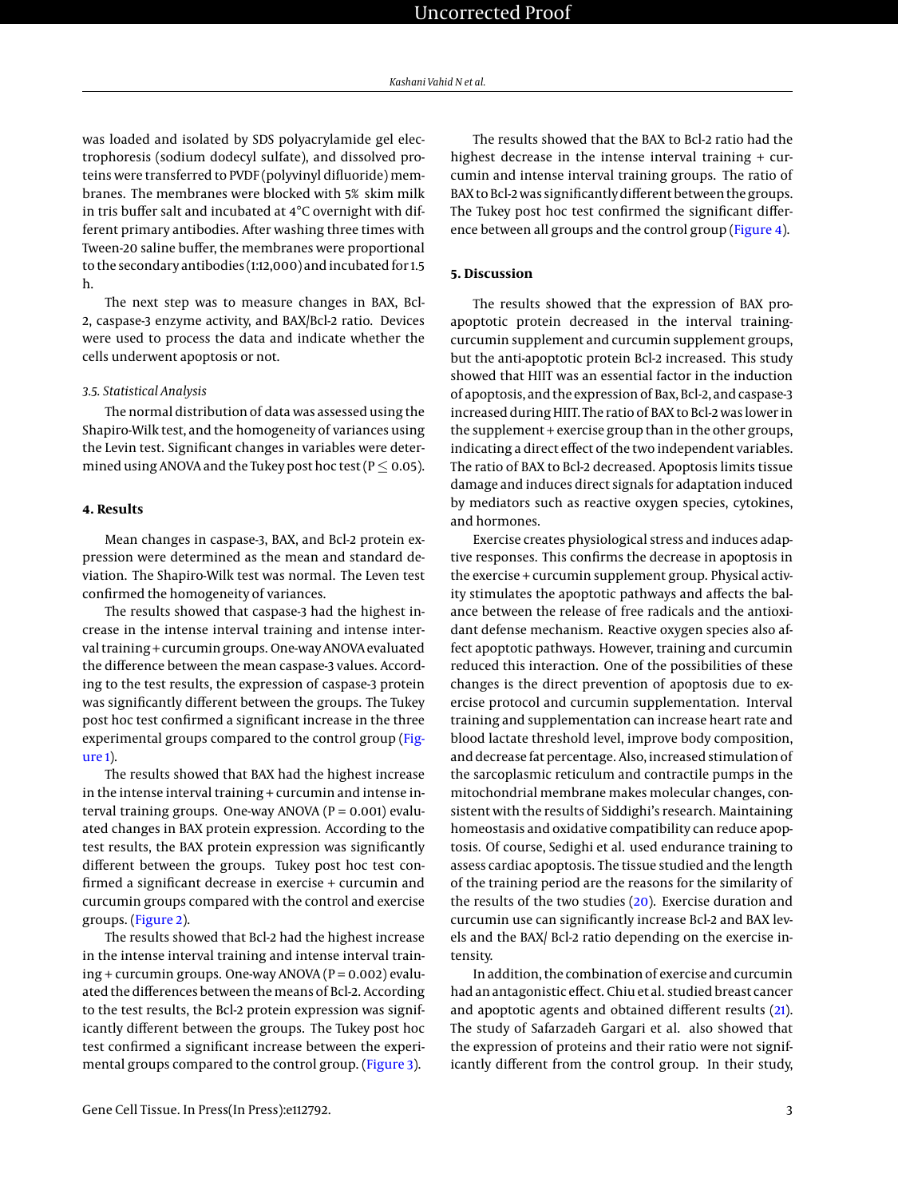was loaded and isolated by SDS polyacrylamide gel electrophoresis (sodium dodecyl sulfate), and dissolved proteins were transferred to PVDF (polyvinyl difluoride) membranes. The membranes were blocked with 5% skim milk in tris buffer salt and incubated at 4°C overnight with different primary antibodies. After washing three times with Tween-20 saline buffer, the membranes were proportional to the secondary antibodies (1:12,000) and incubated for 1.5 h.

The next step was to measure changes in BAX, Bcl-2, caspase-3 enzyme activity, and BAX/Bcl-2 ratio. Devices were used to process the data and indicate whether the cells underwent apoptosis or not.

### 3.5. Statistical Analysis

The normal distribution of data was assessed using the Shapiro-Wilk test, and the homogeneity of variances using the Levin test. Significant changes in variables were determined using ANOVA and the Tukey post hoc test ($P \leq 0.05$).

## 4. Results

Mean changes in caspase-3, BAX, and Bcl-2 protein expression were determined as the mean and standard deviation. The Shapiro-Wilk test was normal. The Leven test confirmed the homogeneity of variances.

The results showed that caspase-3 had the highest increase in the intense interval training and intense interval training + curcumin groups. One-way ANOVA evaluated the difference between the mean caspase-3 values. According to the test results, the expression of caspase-3 protein was significantly different between the groups. The Tukey post hoc test confirmed a significant increase in the three experimental groups compared to the control group (Figure 1).

The results showed that BAX had the highest increase in the intense interval training + curcumin and intense interval training groups. One-way ANOVA ($P = 0.001$) evaluated changes in BAX protein expression. According to the test results, the BAX protein expression was significantly different between the groups. Tukey post hoc test confirmed a significant decrease in exercise + curcumin and curcumin groups compared with the control and exercise groups. (Figure 2).

The results showed that Bcl-2 had the highest increase in the intense interval training and intense interval training + curcumin groups. One-way ANOVA ($P = 0.002$) evaluated the differences between the means of Bcl-2. According to the test results, the Bcl-2 protein expression was significantly different between the groups. The Tukey post hoc test confirmed a significant increase between the experimental groups compared to the control group. (Figure 3).

The results showed that the BAX to Bcl-2 ratio had the highest decrease in the intense interval training + curcumin and intense interval training groups. The ratio of BAX to Bcl-2 was significantly different between the groups. The Tukey post hoc test confirmed the significant difference between all groups and the control group (Figure 4).

## 5. Discussion

The results showed that the expression of BAX pro-apoptotic protein decreased in the interval training-curcumin supplement and curcumin supplement groups, but the anti-apoptotic protein Bcl-2 increased. This study showed that HIIT was an essential factor in the induction of apoptosis, and the expression of Bax, Bcl-2, and caspase-3 increased during HIIT. The ratio of BAX to Bcl-2 was lower in the supplement + exercise group than in the other groups, indicating a direct effect of the two independent variables. The ratio of BAX to Bcl-2 decreased. Apoptosis limits tissue damage and induces direct signals for adaptation induced by mediators such as reactive oxygen species, cytokines, and hormones.

Exercise creates physiological stress and induces adaptive responses. This confirms the decrease in apoptosis in the exercise + curcumin supplement group. Physical activity stimulates the apoptotic pathways and affects the balance between the release of free radicals and the antioxidant defense mechanism. Reactive oxygen species also affect apoptotic pathways. However, training and curcumin reduced this interaction. One of the possibilities of these changes is the direct prevention of apoptosis due to exercise protocol and curcumin supplementation. Interval training and supplementation can increase heart rate and blood lactate threshold level, improve body composition, and decrease fat percentage. Also, increased stimulation of the sarcoplasmic reticulum and contractile pumps in the mitochondrial membrane makes molecular changes, consistent with the results of Siddighi's research. Maintaining homeostasis and oxidative compatibility can reduce apoptosis. Of course, Sedighi et al. used endurance training to assess cardiac apoptosis. The tissue studied and the length of the training period are the reasons for the similarity of the results of the two studies (20). Exercise duration and curcumin use can significantly increase Bcl-2 and BAX levels and the BAX/ Bcl-2 ratio depending on the exercise intensity.

In addition, the combination of exercise and curcumin had an antagonistic effect. Chiu et al. studied breast cancer and apoptotic agents and obtained different results (21). The study of Safarzadeh Gargari et al. also showed that the expression of proteins and their ratio were not significantly different from the control group. In their study,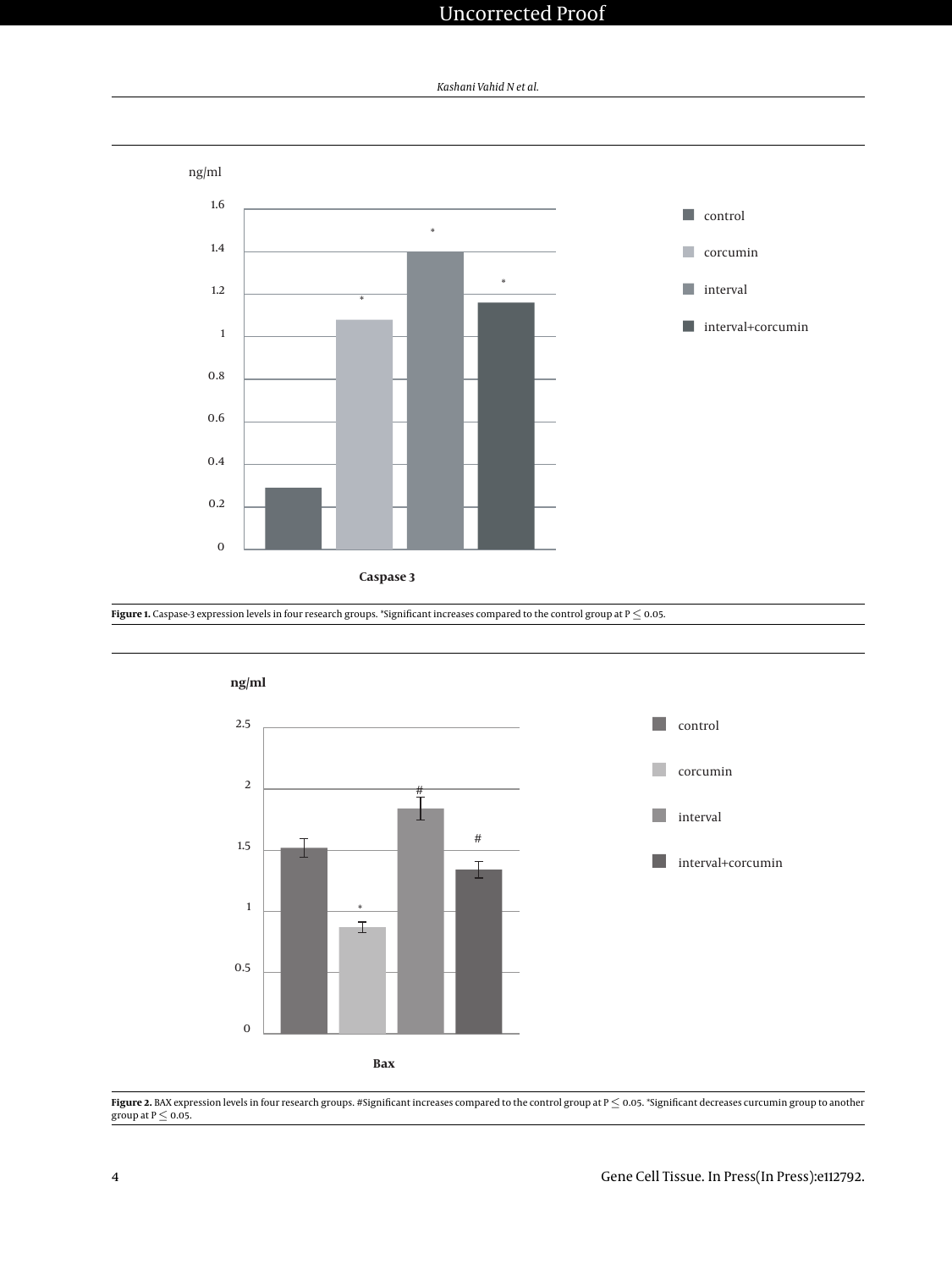ng/ml

Caspase 3

control

corcumin

interval

interval+corcumin

**Figure 1.** Caspase-3 expression levels in four research groups. *Significant increases compared to the control group at P ≤ 0.05.

**ng/ml**

**Bax**

control

corcumin

interval

interval+corcumin

**Figure 2.** BAX expression levels in four research groups. #Significant increases compared to the control group at P ≤ 0.05. *Significant decreases curcumin group to another group at P ≤ 0.05.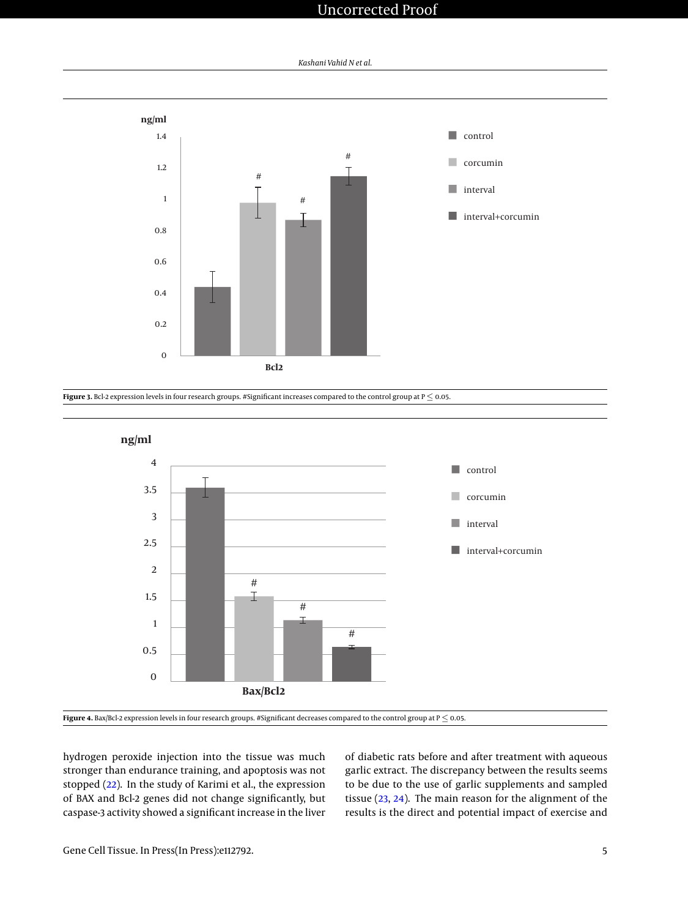Figure 3. Bcl-2 expression levels in four research groups. #Significant increases compared to the control group at $P \leq 0.05$.

Figure 4. Bax/Bcl-2 expression levels in four research groups. #Significant decreases compared to the control group at $P \leq 0.05$.

hydrogen peroxide injection into the tissue was much stronger than endurance training, and apoptosis was not stopped (22). In the study of Karimi et al., the expression of BAX and Bcl-2 genes did not change significantly, but caspase-3 activity showed a significant increase in the liver of diabetic rats before and after treatment with aqueous garlic extract. The discrepancy between the results seems to be due to the use of garlic supplements and sampled tissue (23, 24). The main reason for the alignment of the results is the direct and potential impact of exercise and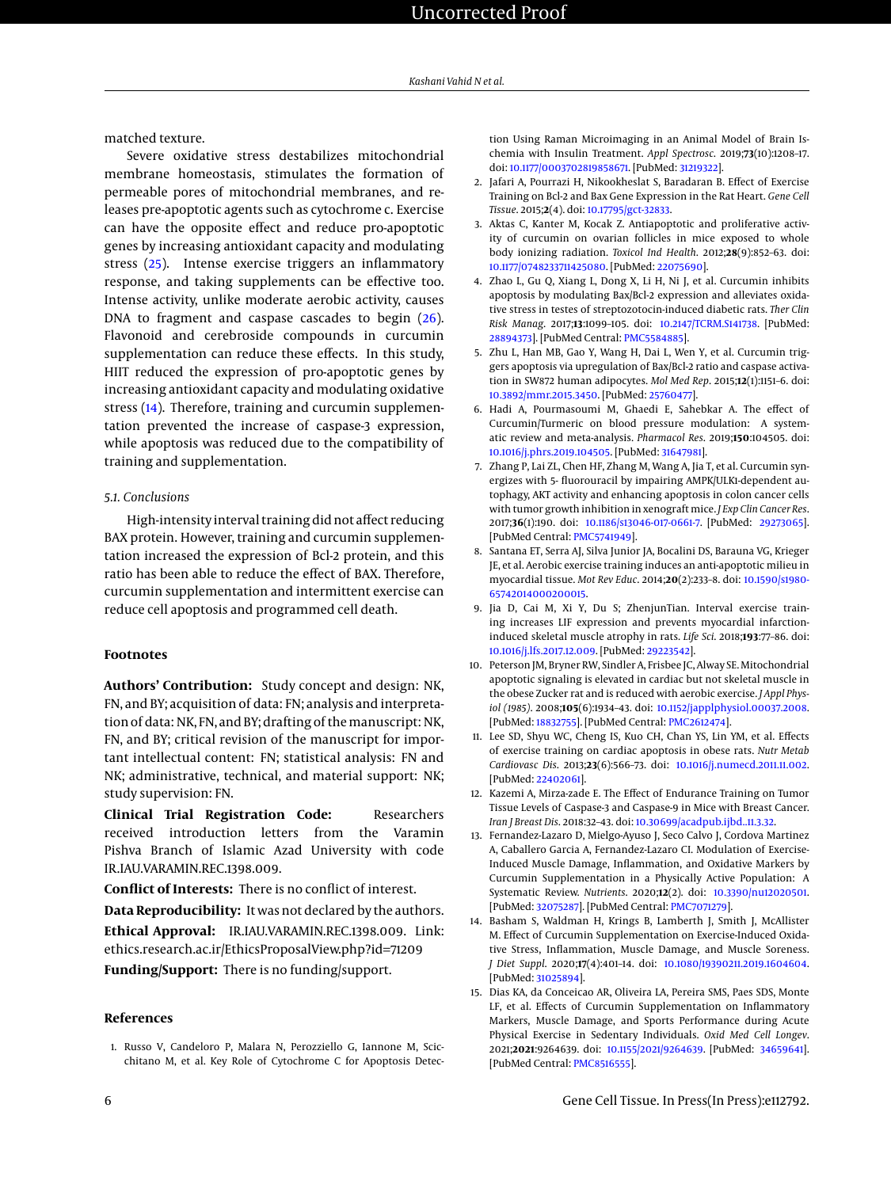matched texture.

Severe oxidative stress destabilizes mitochondrial membrane homeostasis, stimulates the formation of permeable pores of mitochondrial membranes, and releases pre-apoptotic agents such as cytochrome c. Exercise can have the opposite effect and reduce pro-apoptotic genes by increasing antioxidant capacity and modulating stress (25). Intense exercise triggers an inflammatory response, and taking supplements can be effective too. Intense activity, unlike moderate aerobic activity, causes DNA to fragment and caspase cascades to begin (26). Flavonoid and cerebroside compounds in curcumin supplementation can reduce these effects. In this study, HIIT reduced the expression of pro-apoptotic genes by increasing antioxidant capacity and modulating oxidative stress (14). Therefore, training and curcumin supplementation prevented the increase of caspase-3 expression, while apoptosis was reduced due to the compatibility of training and supplementation.

### 5.1. Conclusions

High-intensity interval training did not affect reducing BAX protein. However, training and curcumin supplementation increased the expression of Bcl-2 protein, and this ratio has been able to reduce the effect of BAX. Therefore, curcumin supplementation and intermittent exercise can reduce cell apoptosis and programmed cell death.

## Footnotes

**Authors' Contribution:** Study concept and design: NK, FN, and BY; acquisition of data: FN; analysis and interpretation of data: NK, FN, and BY; drafting of the manuscript: NK, FN, and BY; critical revision of the manuscript for important intellectual content: FN; statistical analysis: FN and NK; administrative, technical, and material support: NK; study supervision: FN.

**Clinical Trial Registration Code:** Researchers received introduction letters from the Varamin Pishva Branch of Islamic Azad University with code IR.IAU.VARAMIN.REC.1398.009.

**Conflict of Interests:** There is no conflict of interest.

**Data Reproducibility:** It was not declared by the authors.

**Ethical Approval:** IR.IAU.VARAMIN.REC.1398.009. Link: ethics.research.ac.ir/EthicsProposalView.php?id=71209

**Funding/Support:** There is no funding/support.

## References

1. Russo V, Candeloro P, Malara N, Perozziello G, Iannone M, Scicchitano M, et al. Key Role of Cytochrome C for Apoptosis Detection Using Raman Microimaging in an Animal Model of Brain Ischemia with Insulin Treatment. *Appl Spectrosc*. 2019;**73**(10):1208–17. doi: 10.1177/0003702819858671. [PubMed: 31219322].
2. Jafari A, Pourrazi H, Nikookheslat S, Baradaran B. Effect of Exercise Training on Bcl-2 and Bax Gene Expression in the Rat Heart. *Gene Cell Tissue*. 2015;**2**(4). doi: 10.17795/gct-32833.
3. Aktas C, Kanter M, Kocak Z. Antiapoptotic and proliferative activity of curcumin on ovarian follicles in mice exposed to whole body ionizing radiation. *Toxicol Ind Health*. 2012;**28**(9):852–63. doi: 10.1177/0748233711425080. [PubMed: 22075690].
4. Zhao L, Gu Q, Xiang L, Dong X, Li H, Ni J, et al. Curcumin inhibits apoptosis by modulating Bax/Bcl-2 expression and alleviates oxidative stress in testes of streptozotocin-induced diabetic rats. *Ther Clin Risk Manag*. 2017;**13**:1099–105. doi: 10.2147/TCRM.S141738. [PubMed: 28894373]. [PubMed Central: PMC5584885].
5. Zhu L, Han MB, Gao Y, Wang H, Dai L, Wen Y, et al. Curcumin triggers apoptosis via upregulation of Bax/Bcl-2 ratio and caspase activation in SW872 human adipocytes. *Mol Med Rep*. 2015;**12**(1):1151–6. doi: 10.3892/mmr.2015.3450. [PubMed: 25760477].
6. Hadi A, Pourmasoumi M, Ghaedi E, Sahebkar A. The effect of Curcumin/Turmeric on blood pressure modulation: A systematic review and meta-analysis. *Pharmacol Res*. 2019;**150**:104505. doi: 10.1016/j.phrs.2019.104505. [PubMed: 31647981].
7. Zhang P, Lai ZL, Chen HF, Zhang M, Wang A, Jia T, et al. Curcumin synergizes with 5- fluorouracil by impairing AMPK/ULK1-dependent autophagy, AKT activity and enhancing apoptosis in colon cancer cells with tumor growth inhibition in xenograft mice. *J Exp Clin Cancer Res*. 2017;**36**(1):190. doi: 10.1186/s13046-017-0661-7. [PubMed: 29273065]. [PubMed Central: PMC5741949].
8. Santana ET, Serra AJ, Silva Junior JA, Bocalini DS, Barauna VG, Krieger JE, et al. Aerobic exercise training induces an anti-apoptotic milieu in myocardial tissue. *Mot Rev Educ*. 2014;**20**(2):233–8. doi: 10.1590/s1980-65742014000200015.
9. Jia D, Cai M, Xi Y, Du S; ZhenjunTian. Interval exercise training increases LIF expression and prevents myocardial infarction-induced skeletal muscle atrophy in rats. *Life Sci*. 2018;**193**:77–86. doi: 10.1016/j.lfs.2017.12.009. [PubMed: 29223542].
10. Peterson JM, Bryner RW, Sindler A, Frisbee JC, Alway SE. Mitochondrial apoptotic signaling is elevated in cardiac but not skeletal muscle in the obese Zucker rat and is reduced with aerobic exercise. *J Appl Physiol (1985)*. 2008;**105**(6):1934–43. doi: 10.1152/japplphysiol.00037.2008. [PubMed: 18832755]. [PubMed Central: PMC2612474].
11. Lee SD, Shyu WC, Cheng IS, Kuo CH, Chan YS, Lin YM, et al. Effects of exercise training on cardiac apoptosis in obese rats. *Nutr Metab Cardiovasc Dis*. 2013;**23**(6):566–73. doi: 10.1016/j.numecd.2011.11.002. [PubMed: 22402061].
12. Kazemi A, Mirza-zade E. The Effect of Endurance Training on Tumor Tissue Levels of Caspase-3 and Caspase-9 in Mice with Breast Cancer. *Iran J Breast Dis*. 2018:32–43. doi: 10.30699/acadpub.ijbd..11.3.32.
13. Fernandez-Lazaro D, Mielgo-Ayuso J, Seco Calvo J, Cordova Martinez A, Caballero Garcia A, Fernandez-Lazaro CI. Modulation of Exercise-Induced Muscle Damage, Inflammation, and Oxidative Markers by Curcumin Supplementation in a Physically Active Population: A Systematic Review. *Nutrients*. 2020;**12**(2). doi: 10.3390/nu12020501. [PubMed: 32075287]. [PubMed Central: PMC7071279].
14. Basham S, Waldman H, Krings B, Lamberth J, Smith J, McAllister M. Effect of Curcumin Supplementation on Exercise-Induced Oxidative Stress, Inflammation, Muscle Damage, and Muscle Soreness. *J Diet Suppl*. 2020;**17**(4):401–14. doi: 10.1080/19390211.2019.1604604. [PubMed: 31025894].
15. Dias KA, da Conceicao AR, Oliveira LA, Pereira SMS, Paes SDS, Monte LF, et al. Effects of Curcumin Supplementation on Inflammatory Markers, Muscle Damage, and Sports Performance during Acute Physical Exercise in Sedentary Individuals. *Oxid Med Cell Longev*. 2021;**2021**:9264639. doi: 10.1155/2021/9264639. [PubMed: 34659641]. [PubMed Central: PMC8516555].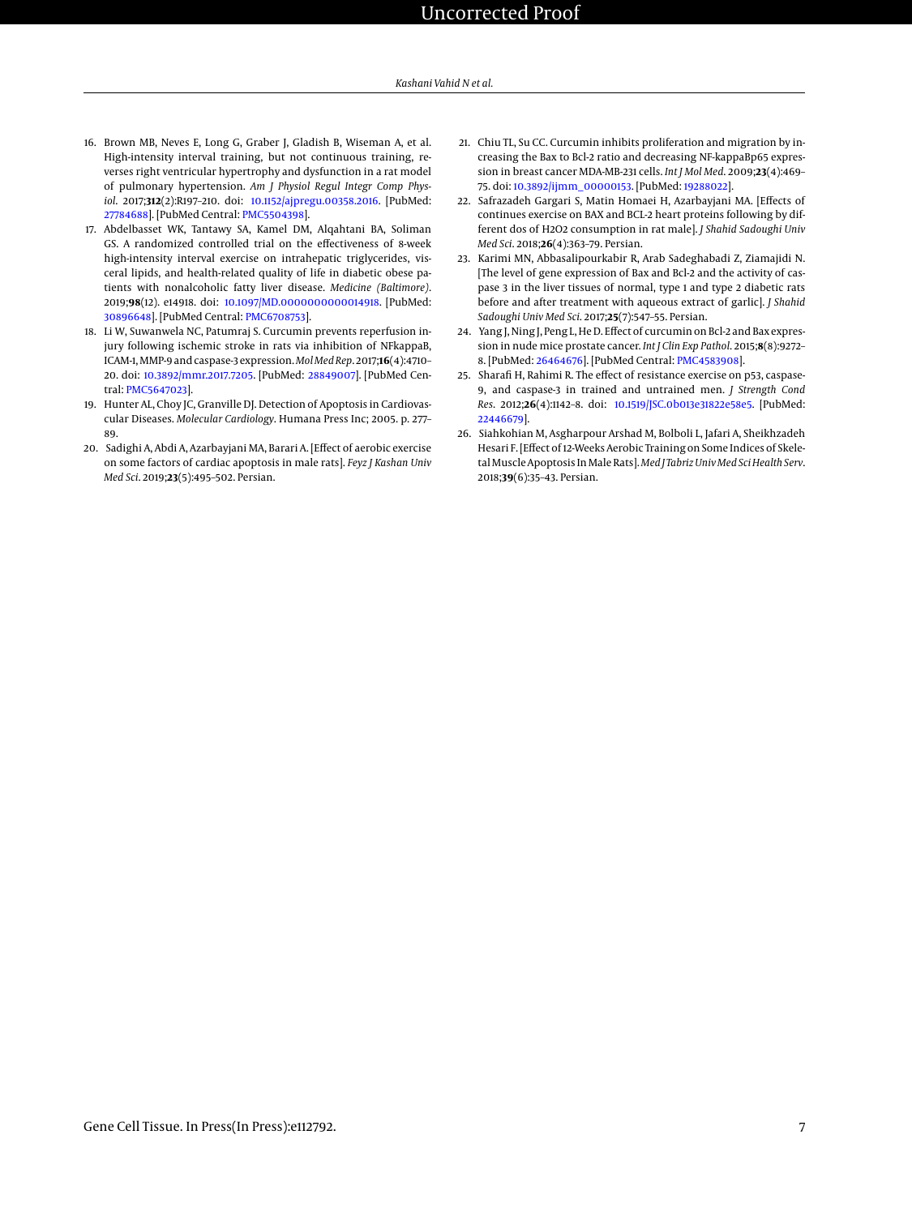16. Brown MB, Neves E, Long G, Graber J, Gladish B, Wiseman A, et al. High-intensity interval training, but not continuous training, reverses right ventricular hypertrophy and dysfunction in a rat model of pulmonary hypertension. *Am J Physiol Regul Integr Comp Physiol*. 2017;**312**(2):R197–210. doi: 10.1152/ajpregu.00358.2016. [PubMed: 27784688]. [PubMed Central: PMC5504398].
17. Abdelbasset WK, Tantawy SA, Kamel DM, Alqahtani BA, Soliman GS. A randomized controlled trial on the effectiveness of 8-week high-intensity interval exercise on intrahepatic triglycerides, visceral lipids, and health-related quality of life in diabetic obese patients with nonalcoholic fatty liver disease. *Medicine (Baltimore)*. 2019;**98**(12). e14918. doi: 10.1097/MD.0000000000014918. [PubMed: 30896648]. [PubMed Central: PMC6708753].
18. Li W, Suwanwela NC, Patumraj S. Curcumin prevents reperfusion injury following ischemic stroke in rats via inhibition of NFkappaB, ICAM-1, MMP-9 and caspase-3 expression. *Mol Med Rep*. 2017;**16**(4):4710–20. doi: 10.3892/mmr.2017.7205. [PubMed: 28849007]. [PubMed Central: PMC5647023].
19. Hunter AL, Choy JC, Granville DJ. Detection of Apoptosis in Cardiovascular Diseases. *Molecular Cardiology*. Humana Press Inc; 2005. p. 277–89.
20. Sadighi A, Abdi A, Azarbayjani MA, Barari A. [Effect of aerobic exercise on some factors of cardiac apoptosis in male rats]. *Feyz J Kashan Univ Med Sci*. 2019;**23**(5):495–502. Persian.
21. Chiu TL, Su CC. Curcumin inhibits proliferation and migration by increasing the Bax to Bcl-2 ratio and decreasing NF-kappaBp65 expression in breast cancer MDA-MB-231 cells. *Int J Mol Med*. 2009;**23**(4):469–75. doi: 10.3892/ijmm_00000153. [PubMed: 19288022].
22. Safrazadeh Gargari S, Matin Homaei H, Azarbayjani MA. [Effects of continues exercise on BAX and BCL-2 heart proteins following by different dos of H2O2 consumption in rat male]. *J Shahid Sadoughi Univ Med Sci*. 2018;**26**(4):363–79. Persian.
23. Karimi MN, Abbasalipourkabir R, Arab Sadeghabadi Z, Ziamajidi N. [The level of gene expression of Bax and Bcl-2 and the activity of caspase 3 in the liver tissues of normal, type 1 and type 2 diabetic rats before and after treatment with aqueous extract of garlic]. *J Shahid Sadoughi Univ Med Sci*. 2017;**25**(7):547–55. Persian.
24. Yang J, Ning J, Peng L, He D. Effect of curcumin on Bcl-2 and Bax expression in nude mice prostate cancer. *Int J Clin Exp Pathol*. 2015;**8**(8):9272–8. [PubMed: 26464676]. [PubMed Central: PMC4583908].
25. Sharafi H, Rahimi R. The effect of resistance exercise on p53, caspase-9, and caspase-3 in trained and untrained men. *J Strength Cond Res*. 2012;**26**(4):1142–8. doi: 10.1519/JSC.0b013e31822e58e5. [PubMed: 22446679].
26. Siahkohian M, Asgharpour Arshad M, Bolboli L, Jafari A, Sheikhzadeh Hesari F. [Effect of 12-Weeks Aerobic Training on Some Indices of Skeletal Muscle Apoptosis In Male Rats]. *Med J Tabriz Univ Med Sci Health Serv*. 2018;**39**(6):35–43. Persian.